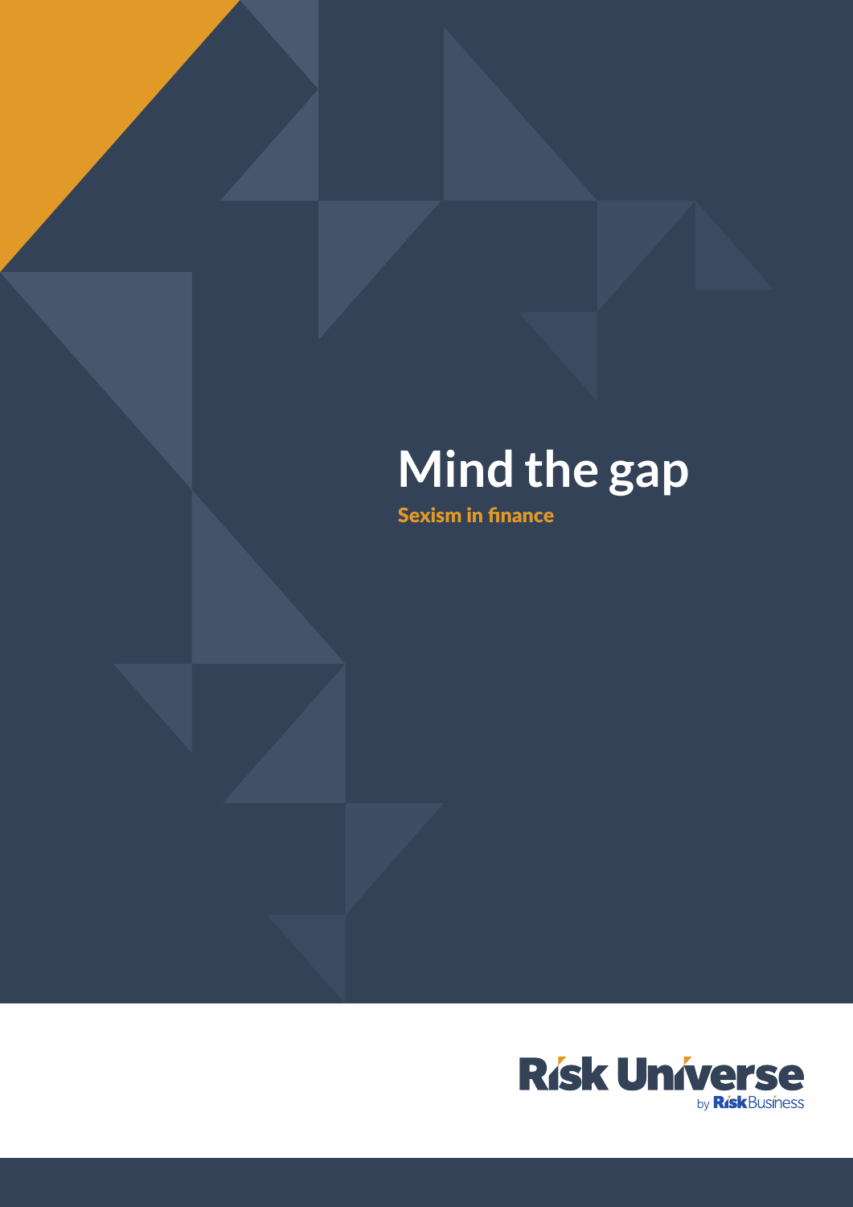# Mind the gap

## Sexism in finance

Risk Universe

by Risk Business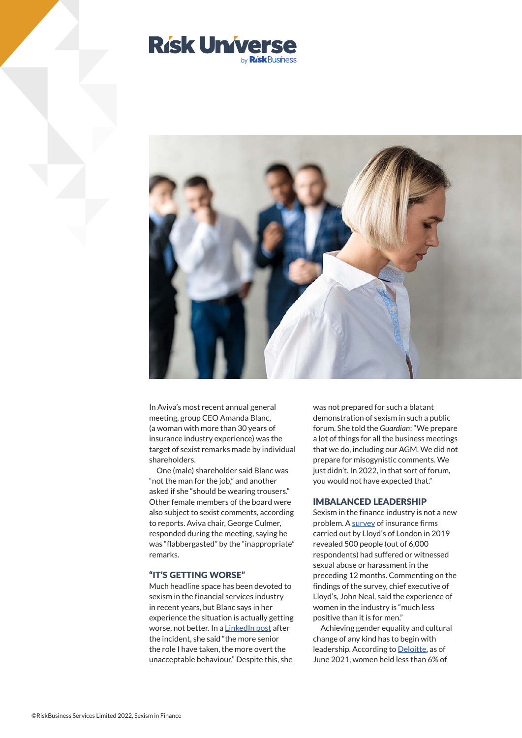In Aviva's most recent annual general meeting, group CEO Amanda Blanc, (a woman with more than 30 years of insurance industry experience) was the target of sexist remarks made by individual shareholders.

One (male) shareholder said Blanc was "not the man for the job," and another asked if she "should be wearing trousers." Other female members of the board were also subject to sexist comments, according to reports. Aviva chair, George Culmer, responded during the meeting, saying he was "flabbergasted" by the "inappropriate" remarks.

### "IT'S GETTING WORSE"

Much headline space has been devoted to sexism in the financial services industry in recent years, but Blanc says in her experience the situation is actually getting worse, not better. In a LinkedIn post after the incident, she said "the more senior the role I have taken, the more overt the unacceptable behaviour." Despite this, she was not prepared for such a blatant demonstration of sexism in such a public forum. She told the *Guardian*: "We prepare a lot of things for all the business meetings that we do, including our AGM. We did not prepare for misogynistic comments. We just didn't. In 2022, in that sort of forum, you would not have expected that."

### IMBALANCED LEADERSHIP

Sexism in the finance industry is not a new problem. A survey of insurance firms carried out by Lloyd's of London in 2019 revealed 500 people (out of 6,000 respondents) had suffered or witnessed sexual abuse or harassment in the preceding 12 months. Commenting on the findings of the survey, chief executive of Lloyd's, John Neal, said the experience of women in the industry is "much less positive than it is for men."

Achieving gender equality and cultural change of any kind has to begin with leadership. According to Deloitte, as of June 2021, women held less than 6% of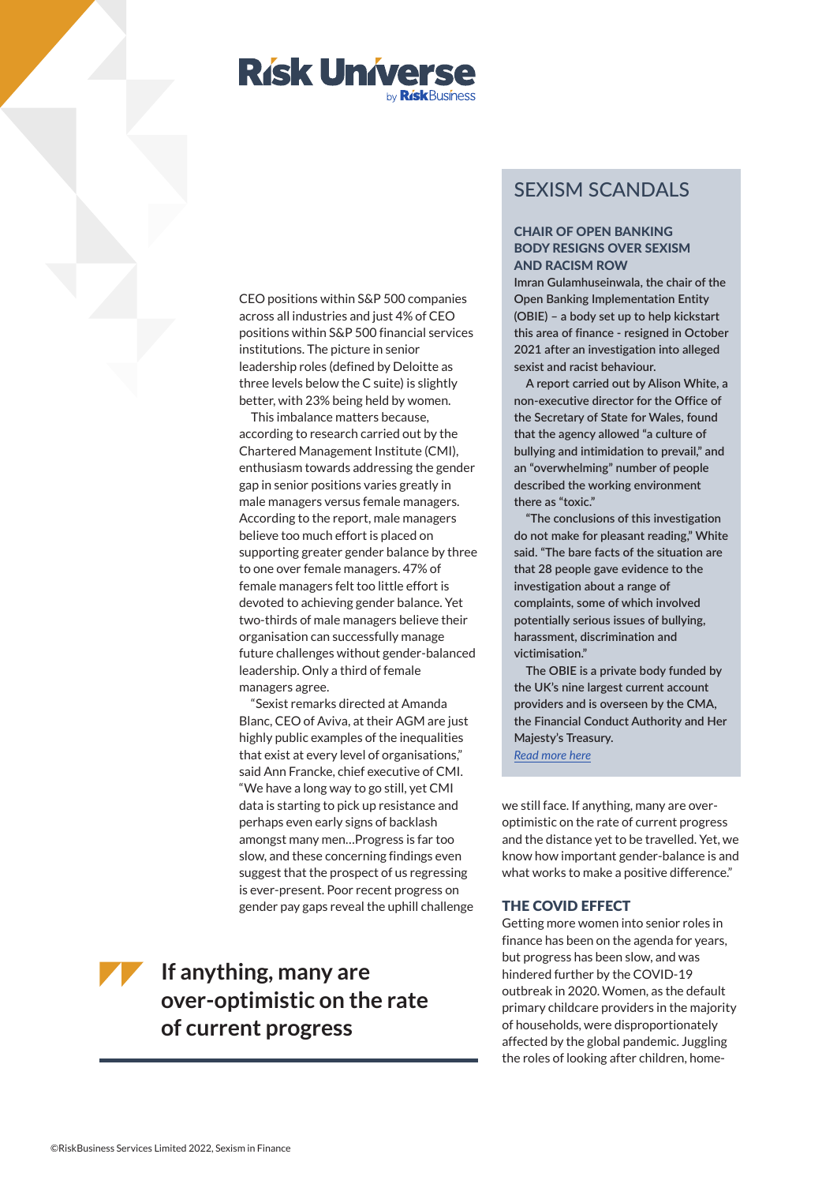CEO positions within S&P 500 companies across all industries and just 4% of CEO positions within S&P 500 financial services institutions. The picture in senior leadership roles (defined by Deloitte as three levels below the C suite) is slightly better, with 23% being held by women.

This imbalance matters because, according to research carried out by the Chartered Management Institute (CMI), enthusiasm towards addressing the gender gap in senior positions varies greatly in male managers versus female managers. According to the report, male managers believe too much effort is placed on supporting greater gender balance by three to one over female managers. 47% of female managers felt too little effort is devoted to achieving gender balance. Yet two-thirds of male managers believe their organisation can successfully manage future challenges without gender-balanced leadership. Only a third of female managers agree.

"Sexist remarks directed at Amanda Blanc, CEO of Aviva, at their AGM are just highly public examples of the inequalities that exist at every level of organisations," said Ann Francke, chief executive of CMI. "We have a long way to go still, yet CMI data is starting to pick up resistance and perhaps even early signs of backlash amongst many men…Progress is far too slow, and these concerning findings even suggest that the prospect of us regressing is ever-present. Poor recent progress on gender pay gaps reveal the uphill challenge we still face. If anything, many are over-optimistic on the rate of current progress and the distance yet to be travelled. Yet, we know how important gender-balance is and what works to make a positive difference."

> **If anything, many are over-optimistic on the rate of current progress**

## SEXISM SCANDALS

### CHAIR OF OPEN BANKING BODY RESIGNS OVER SEXISM AND RACISM ROW

Imran Gulamhuseinwala, the chair of the Open Banking Implementation Entity (OBIE) – a body set up to help kickstart this area of finance - resigned in October 2021 after an investigation into alleged sexist and racist behaviour.

A report carried out by Alison White, a non-executive director for the Office of the Secretary of State for Wales, found that the agency allowed "a culture of bullying and intimidation to prevail," and an "overwhelming" number of people described the working environment there as "toxic."

"The conclusions of this investigation do not make for pleasant reading," White said. "The bare facts of the situation are that 28 people gave evidence to the investigation about a range of complaints, some of which involved potentially serious issues of bullying, harassment, discrimination and victimisation."

The OBIE is a private body funded by the UK's nine largest current account providers and is overseen by the CMA, the Financial Conduct Authority and Her Majesty's Treasury.

*Read more here*

### THE COVID EFFECT

Getting more women into senior roles in finance has been on the agenda for years, but progress has been slow, and was hindered further by the COVID-19 outbreak in 2020. Women, as the default primary childcare providers in the majority of households, were disproportionately affected by the global pandemic. Juggling the roles of looking after children, home-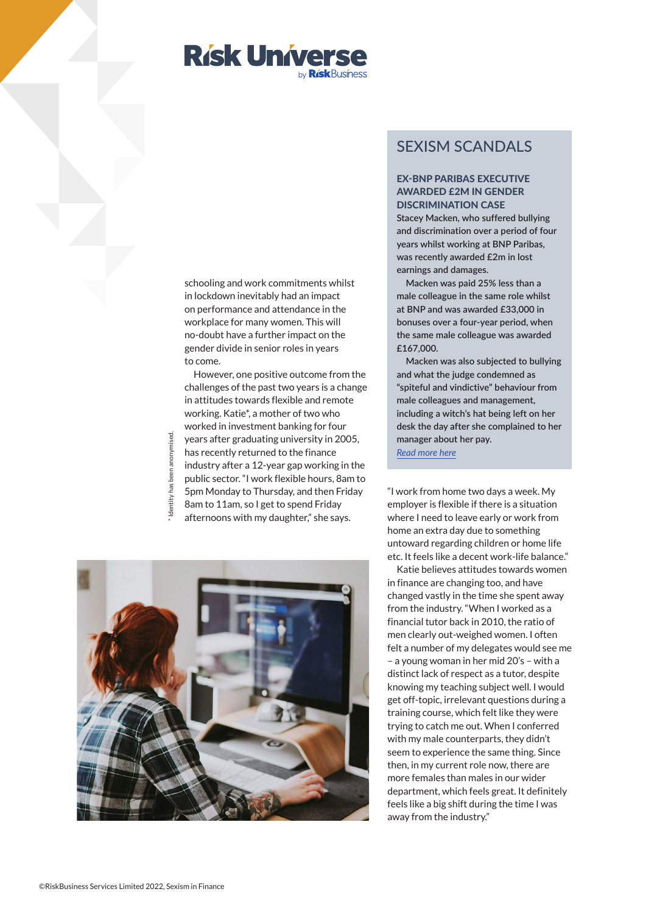schooling and work commitments whilst in lockdown inevitably had an impact on performance and attendance in the workplace for many women. This will no-doubt have a further impact on the gender divide in senior roles in years to come.

However, one positive outcome from the challenges of the past two years is a change in attitudes towards flexible and remote working. Katie*, a mother of two who worked in investment banking for four years after graduating university in 2005, has recently returned to the finance industry after a 12-year gap working in the public sector. "I work flexible hours, 8am to 5pm Monday to Thursday, and then Friday 8am to 11am, so I get to spend Friday afternoons with my daughter," she says.

"I work from home two days a week. My employer is flexible if there is a situation where I need to leave early or work from home an extra day due to something untoward regarding children or home life etc. It feels like a decent work-life balance."

Katie believes attitudes towards women in finance are changing too, and have changed vastly in the time she spent away from the industry. "When I worked as a financial tutor back in 2010, the ratio of men clearly out-weighed women. I often felt a number of my delegates would see me – a young woman in her mid 20's – with a distinct lack of respect as a tutor, despite knowing my teaching subject well. I would get off-topic, irrelevant questions during a training course, which felt like they were trying to catch me out. When I conferred with my male counterparts, they didn't seem to experience the same thing. Since then, in my current role now, there are more females than males in our wider department, which feels great. It definitely feels like a big shift during the time I was away from the industry."

\* Identity has been anonymised.

## SEXISM SCANDALS

### EX-BNP PARIBAS EXECUTIVE AWARDED £2M IN GENDER DISCRIMINATION CASE

Stacey Macken, who suffered bullying and discrimination over a period of four years whilst working at BNP Paribas, was recently awarded £2m in lost earnings and damages.

Macken was paid 25% less than a male colleague in the same role whilst at BNP and was awarded £33,000 in bonuses over a four-year period, when the same male colleague was awarded £167,000.

Macken was also subjected to bullying and what the judge condemned as "spiteful and vindictive" behaviour from male colleagues and management, including a witch's hat being left on her desk the day after she complained to her manager about her pay.

*Read more here*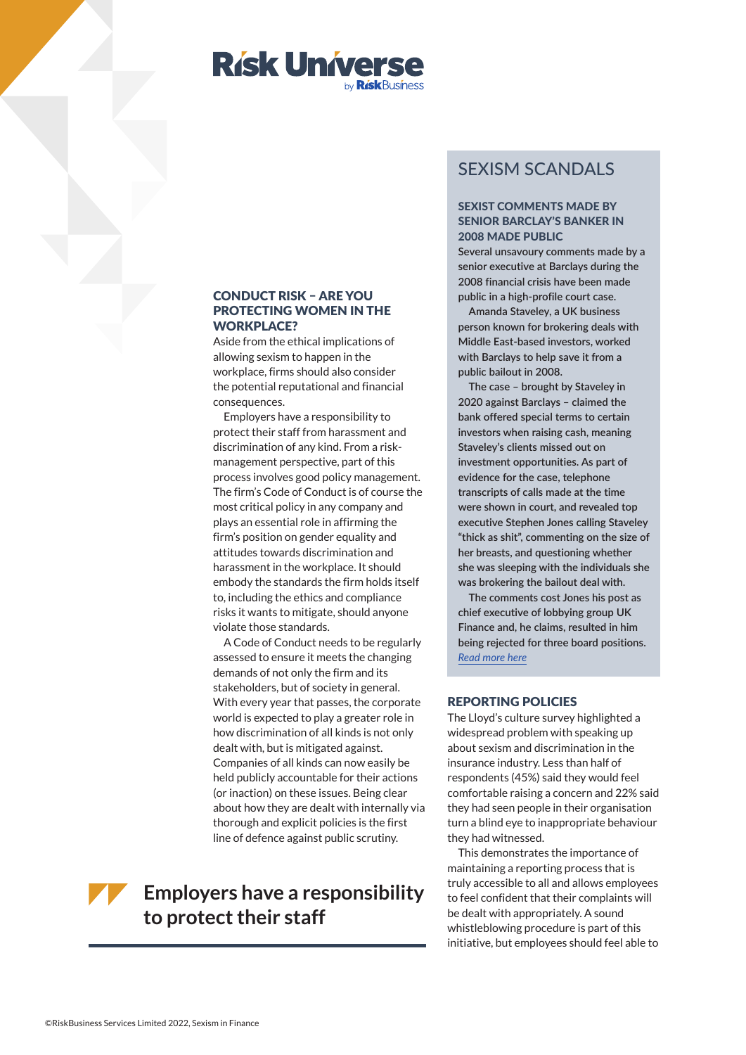## CONDUCT RISK – ARE YOU PROTECTING WOMEN IN THE WORKPLACE?

Aside from the ethical implications of allowing sexism to happen in the workplace, firms should also consider the potential reputational and financial consequences.

Employers have a responsibility to protect their staff from harassment and discrimination of any kind. From a risk-management perspective, part of this process involves good policy management. The firm's Code of Conduct is of course the most critical policy in any company and plays an essential role in affirming the firm's position on gender equality and attitudes towards discrimination and harassment in the workplace. It should embody the standards the firm holds itself to, including the ethics and compliance risks it wants to mitigate, should anyone violate those standards.

A Code of Conduct needs to be regularly assessed to ensure it meets the changing demands of not only the firm and its stakeholders, but of society in general. With every year that passes, the corporate world is expected to play a greater role in how discrimination of all kinds is not only dealt with, but is mitigated against. Companies of all kinds can now easily be held publicly accountable for their actions (or inaction) on these issues. Being clear about how they are dealt with internally via thorough and explicit policies is the first line of defence against public scrutiny.

> **Employers have a responsibility to protect their staff**

## SEXISM SCANDALS

### SEXIST COMMENTS MADE BY SENIOR BARCLAY'S BANKER IN 2008 MADE PUBLIC

Several unsavoury comments made by a senior executive at Barclays during the 2008 financial crisis have been made public in a high-profile court case.

Amanda Staveley, a UK business person known for brokering deals with Middle East-based investors, worked with Barclays to help save it from a public bailout in 2008.

The case – brought by Staveley in 2020 against Barclays – claimed the bank offered special terms to certain investors when raising cash, meaning Staveley's clients missed out on investment opportunities. As part of evidence for the case, telephone transcripts of calls made at the time were shown in court, and revealed top executive Stephen Jones calling Staveley "thick as shit", commenting on the size of her breasts, and questioning whether she was sleeping with the individuals she was brokering the bailout deal with.

The comments cost Jones his post as chief executive of lobbying group UK Finance and, he claims, resulted in him being rejected for three board positions.

*Read more here*

## REPORTING POLICIES

The Lloyd's culture survey highlighted a widespread problem with speaking up about sexism and discrimination in the insurance industry. Less than half of respondents (45%) said they would feel comfortable raising a concern and 22% said they had seen people in their organisation turn a blind eye to inappropriate behaviour they had witnessed.

This demonstrates the importance of maintaining a reporting process that is truly accessible to all and allows employees to feel confident that their complaints will be dealt with appropriately. A sound whistleblowing procedure is part of this initiative, but employees should feel able to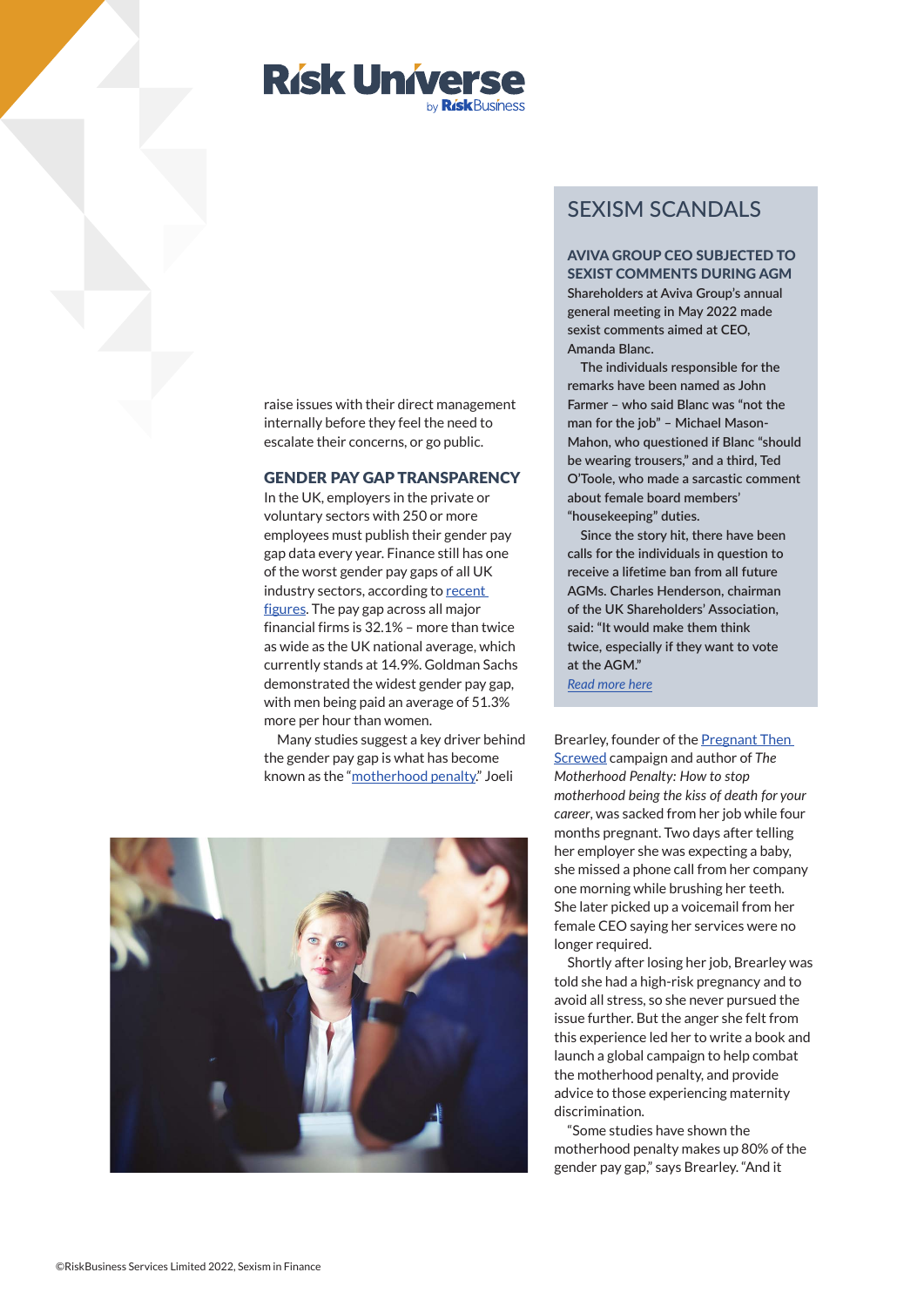raise issues with their direct management internally before they feel the need to escalate their concerns, or go public.

### GENDER PAY GAP TRANSPARENCY

In the UK, employers in the private or voluntary sectors with 250 or more employees must publish their gender pay gap data every year. Finance still has one of the worst gender pay gaps of all UK industry sectors, according to recent figures. The pay gap across all major financial firms is 32.1% – more than twice as wide as the UK national average, which currently stands at 14.9%. Goldman Sachs demonstrated the widest gender pay gap, with men being paid an average of 51.3% more per hour than women.

Many studies suggest a key driver behind the gender pay gap is what has become known as the "motherhood penalty." Joeli Brearley, founder of the Pregnant Then Screwed campaign and author of *The Motherhood Penalty: How to stop motherhood being the kiss of death for your career*, was sacked from her job while four months pregnant. Two days after telling her employer she was expecting a baby, she missed a phone call from her company one morning while brushing her teeth. She later picked up a voicemail from her female CEO saying her services were no longer required.

Shortly after losing her job, Brearley was told she had a high-risk pregnancy and to avoid all stress, so she never pursued the issue further. But the anger she felt from this experience led her to write a book and launch a global campaign to help combat the motherhood penalty, and provide advice to those experiencing maternity discrimination.

"Some studies have shown the motherhood penalty makes up 80% of the gender pay gap," says Brearley. "And it

## SEXISM SCANDALS

### AVIVA GROUP CEO SUBJECTED TO SEXIST COMMENTS DURING AGM

Shareholders at Aviva Group's annual general meeting in May 2022 made sexist comments aimed at CEO, Amanda Blanc.

The individuals responsible for the remarks have been named as John Farmer – who said Blanc was "not the man for the job" – Michael Mason-Mahon, who questioned if Blanc "should be wearing trousers," and a third, Ted O'Toole, who made a sarcastic comment about female board members' "housekeeping" duties.

Since the story hit, there have been calls for the individuals in question to receive a lifetime ban from all future AGMs. Charles Henderson, chairman of the UK Shareholders' Association, said: "It would make them think twice, especially if they want to vote at the AGM."

*Read more here*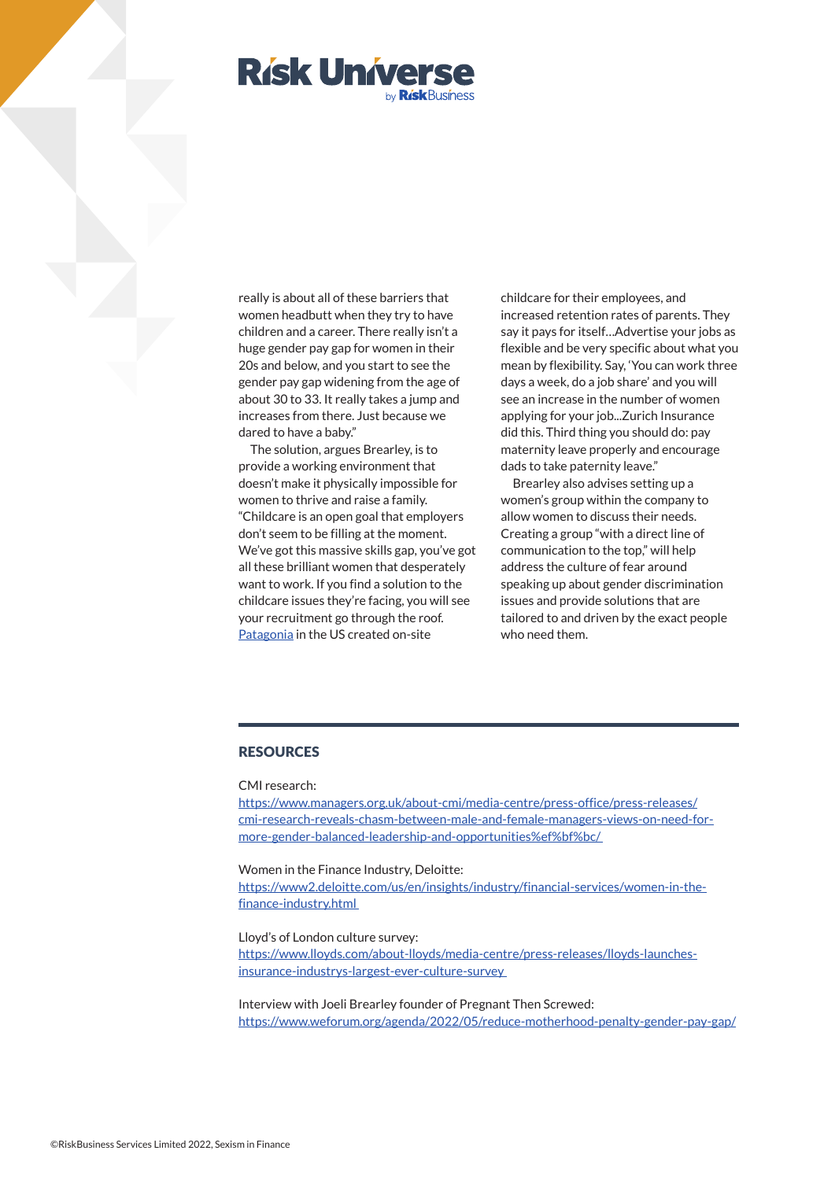really is about all of these barriers that women headbutt when they try to have children and a career. There really isn't a huge gender pay gap for women in their 20s and below, and you start to see the gender pay gap widening from the age of about 30 to 33. It really takes a jump and increases from there. Just because we dared to have a baby."

The solution, argues Brearley, is to provide a working environment that doesn't make it physically impossible for women to thrive and raise a family. "Childcare is an open goal that employers don't seem to be filling at the moment. We've got this massive skills gap, you've got all these brilliant women that desperately want to work. If you find a solution to the childcare issues they're facing, you will see your recruitment go through the roof. [Patagonia](Patagonia) in the US created on-site childcare for their employees, and increased retention rates of parents. They say it pays for itself…Advertise your jobs as flexible and be very specific about what you mean by flexibility. Say, 'You can work three days a week, do a job share' and you will see an increase in the number of women applying for your job...Zurich Insurance did this. Third thing you should do: pay maternity leave properly and encourage dads to take paternity leave."

Brearley also advises setting up a women's group within the company to allow women to discuss their needs. Creating a group "with a direct line of communication to the top," will help address the culture of fear around speaking up about gender discrimination issues and provide solutions that are tailored to and driven by the exact people who need them.

## RESOURCES

CMI research:
https://www.managers.org.uk/about-cmi/media-centre/press-office/press-releases/cmi-research-reveals-chasm-between-male-and-female-managers-views-on-need-for-more-gender-balanced-leadership-and-opportunities%ef%bf%bc/

Women in the Finance Industry, Deloitte:
https://www2.deloitte.com/us/en/insights/industry/financial-services/women-in-the-finance-industry.html

Lloyd's of London culture survey:
https://www.lloyds.com/about-lloyds/media-centre/press-releases/lloyds-launches-insurance-industrys-largest-ever-culture-survey

Interview with Joeli Brearley founder of Pregnant Then Screwed:
https://www.weforum.org/agenda/2022/05/reduce-motherhood-penalty-gender-pay-gap/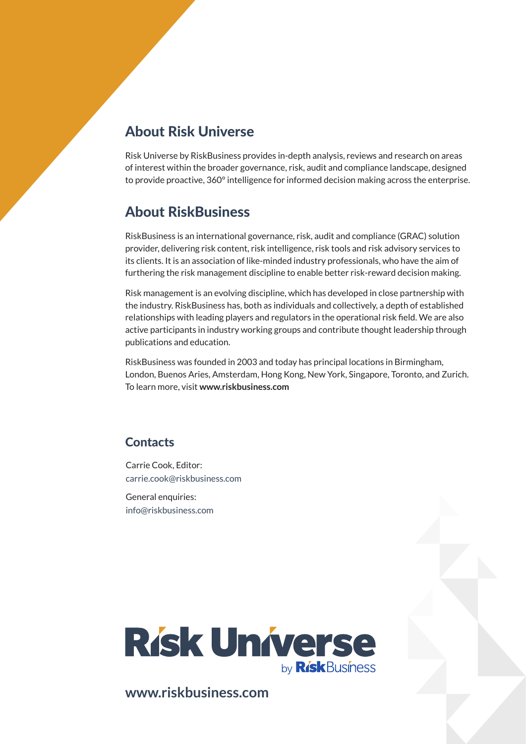## About Risk Universe

Risk Universe by RiskBusiness provides in-depth analysis, reviews and research on areas of interest within the broader governance, risk, audit and compliance landscape, designed to provide proactive, 360° intelligence for informed decision making across the enterprise.

## About RiskBusiness

RiskBusiness is an international governance, risk, audit and compliance (GRAC) solution provider, delivering risk content, risk intelligence, risk tools and risk advisory services to its clients. It is an association of like-minded industry professionals, who have the aim of furthering the risk management discipline to enable better risk-reward decision making.

Risk management is an evolving discipline, which has developed in close partnership with the industry. RiskBusiness has, both as individuals and collectively, a depth of established relationships with leading players and regulators in the operational risk field. We are also active participants in industry working groups and contribute thought leadership through publications and education.

RiskBusiness was founded in 2003 and today has principal locations in Birmingham, London, Buenos Aries, Amsterdam, Hong Kong, New York, Singapore, Toronto, and Zurich. To learn more, visit **www.riskbusiness.com**

### Contacts

Carrie Cook, Editor:
carrie.cook@riskbusiness.com

General enquiries:
info@riskbusiness.com

Risk Universe by RiskBusiness

**www.riskbusiness.com**